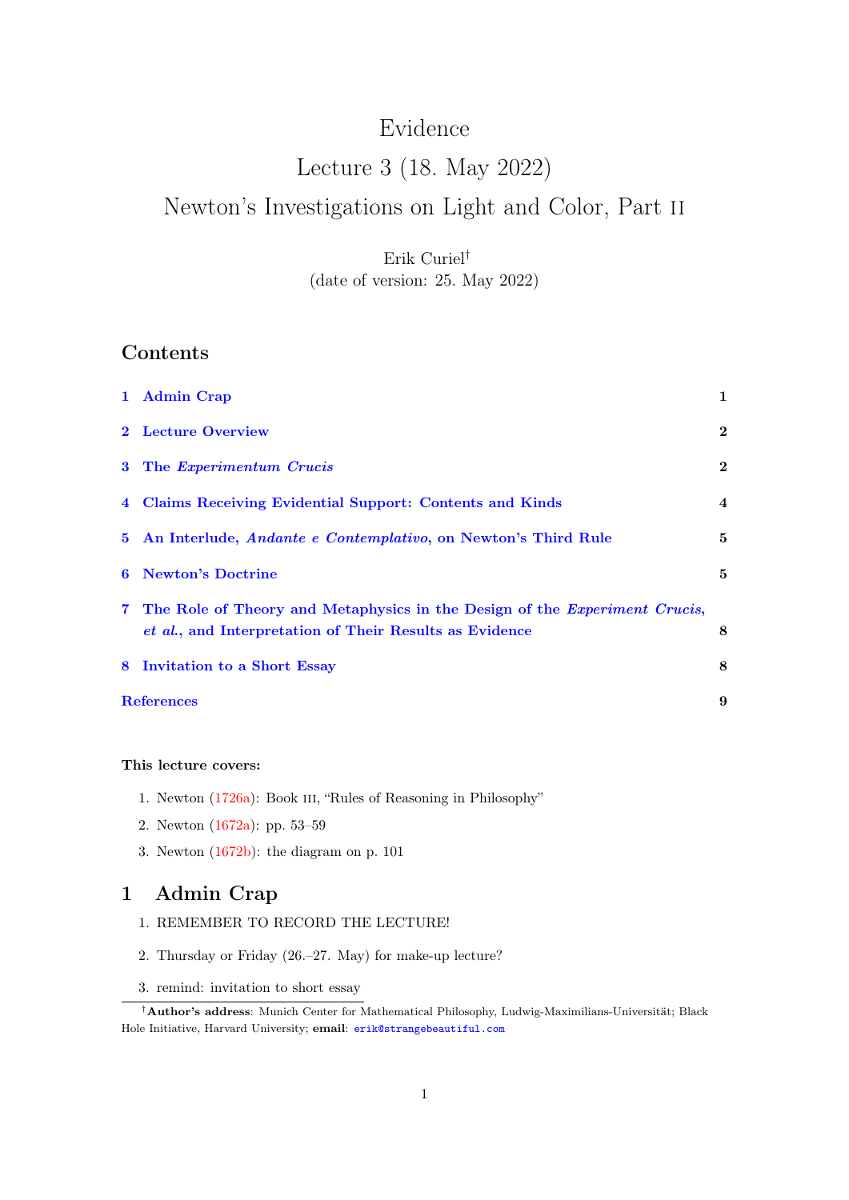# Evidence

# Lecture 3 (18. May 2022)

# Newton's Investigations on Light and Color, Part II

Erik Curiel[†]

(date of version: 25. May 2022)

## Contents

1 Admin Crap — 1

2 Lecture Overview — 2

3 The *Experimentum Crucis* — 2

4 Claims Receiving Evidential Support: Contents and Kinds — 4

5 An Interlude, *Andante e Contemplativo*, on Newton's Third Rule — 5

6 Newton's Doctrine — 5

7 The Role of Theory and Metaphysics in the Design of the *Experiment Crucis*, *et al.*, and Interpretation of Their Results as Evidence — 8

8 Invitation to a Short Essay — 8

References — 9

**This lecture covers:**

1. Newton (1726a): Book III, "Rules of Reasoning in Philosophy"
2. Newton (1672a): pp. 53–59
3. Newton (1672b): the diagram on p. 101

## 1 Admin Crap

1. REMEMBER TO RECORD THE LECTURE!
2. Thursday or Friday (26.–27. May) for make-up lecture?
3. remind: invitation to short essay

[†]**Author's address**: Munich Center for Mathematical Philosophy, Ludwig-Maximilians-Universität; Black Hole Initiative, Harvard University; **email**: erik@strangebeautiful.com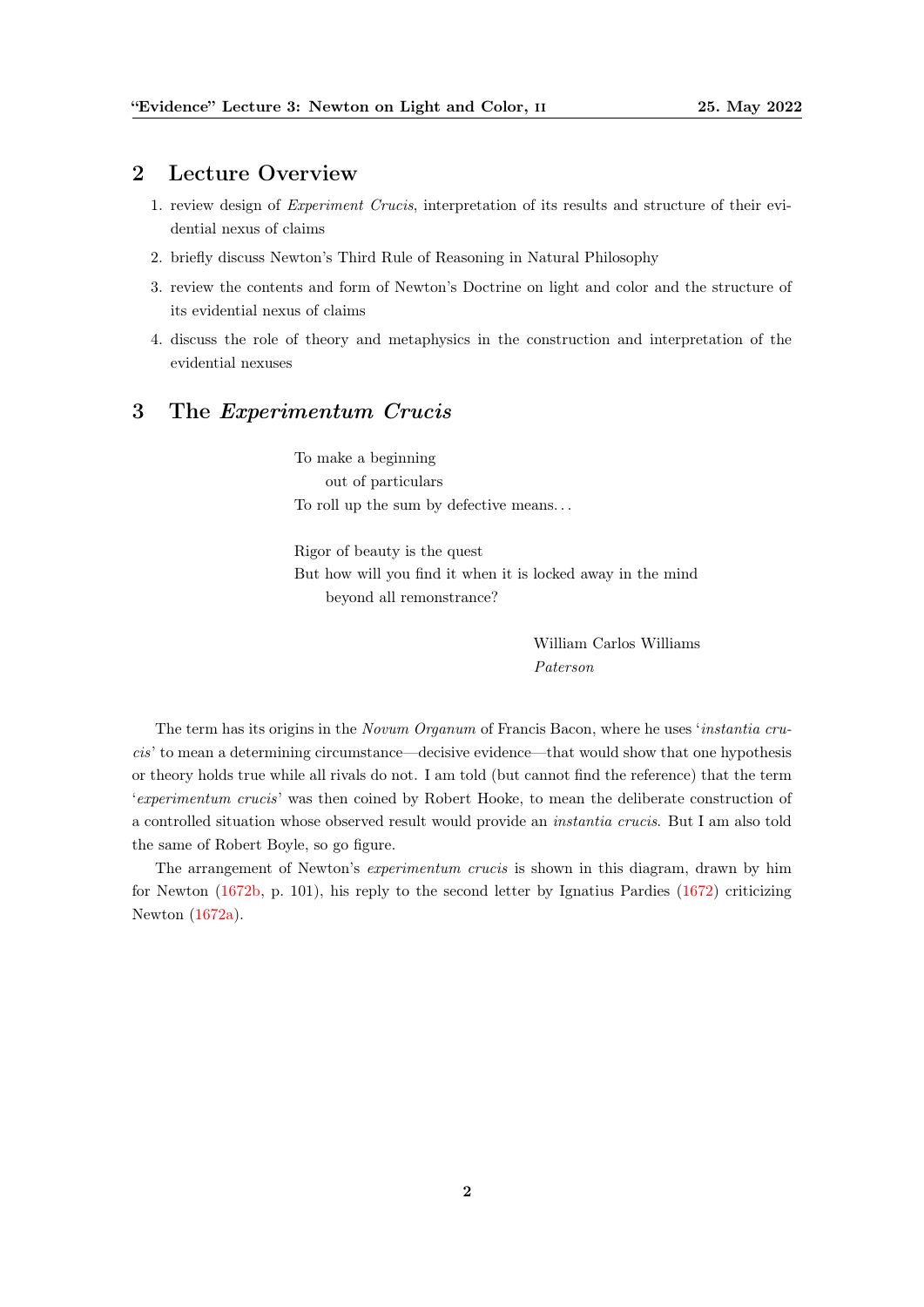## 2 Lecture Overview

1. review design of *Experiment Crucis*, interpretation of its results and structure of their evidential nexus of claims
2. briefly discuss Newton's Third Rule of Reasoning in Natural Philosophy
3. review the contents and form of Newton's Doctrine on light and color and the structure of its evidential nexus of claims
4. discuss the role of theory and metaphysics in the construction and interpretation of the evidential nexuses

## 3 The *Experimentum Crucis*

> To make a beginning
>     out of particulars
> To roll up the sum by defective means...
>
> Rigor of beauty is the quest
> But how will you find it when it is locked away in the mind
>     beyond all remonstrance?
>
> William Carlos Williams
> *Paterson*

The term has its origins in the *Novum Organum* of Francis Bacon, where he uses '*instantia crucis*' to mean a determining circumstance—decisive evidence—that would show that one hypothesis or theory holds true while all rivals do not. I am told (but cannot find the reference) that the term '*experimentum crucis*' was then coined by Robert Hooke, to mean the deliberate construction of a controlled situation whose observed result would provide an *instantia crucis*. But I am also told the same of Robert Boyle, so go figure.

The arrangement of Newton's *experimentum crucis* is shown in this diagram, drawn by him for Newton (1672b, p. 101), his reply to the second letter by Ignatius Pardies (1672) criticizing Newton (1672a).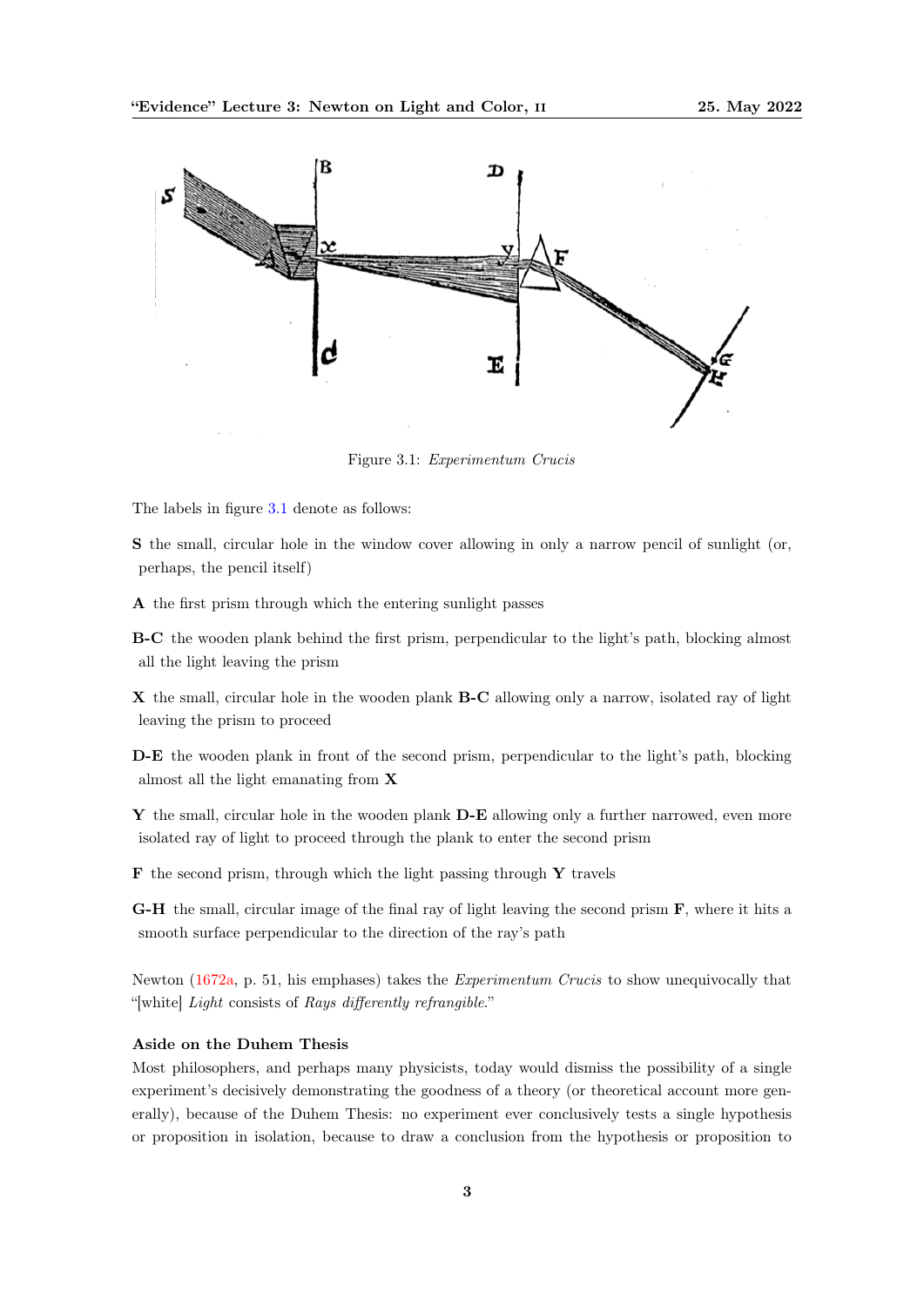Figure 3.1: *Experimentum Crucis*

The labels in figure 3.1 denote as follows:

**S** the small, circular hole in the window cover allowing in only a narrow pencil of sunlight (or, perhaps, the pencil itself)

**A** the first prism through which the entering sunlight passes

**B-C** the wooden plank behind the first prism, perpendicular to the light's path, blocking almost all the light leaving the prism

**X** the small, circular hole in the wooden plank **B-C** allowing only a narrow, isolated ray of light leaving the prism to proceed

**D-E** the wooden plank in front of the second prism, perpendicular to the light's path, blocking almost all the light emanating from **X**

**Y** the small, circular hole in the wooden plank **D-E** allowing only a further narrowed, even more isolated ray of light to proceed through the plank to enter the second prism

**F** the second prism, through which the light passing through **Y** travels

**G-H** the small, circular image of the final ray of light leaving the second prism **F**, where it hits a smooth surface perpendicular to the direction of the ray's path

Newton (1672a, p. 51, his emphases) takes the *Experimentum Crucis* to show unequivocally that "[white] *Light* consists of *Rays differently refrangible*."

### Aside on the Duhem Thesis

Most philosophers, and perhaps many physicists, today would dismiss the possibility of a single experiment's decisively demonstrating the goodness of a theory (or theoretical account more generally), because of the Duhem Thesis: no experiment ever conclusively tests a single hypothesis or proposition in isolation, because to draw a conclusion from the hypothesis or proposition to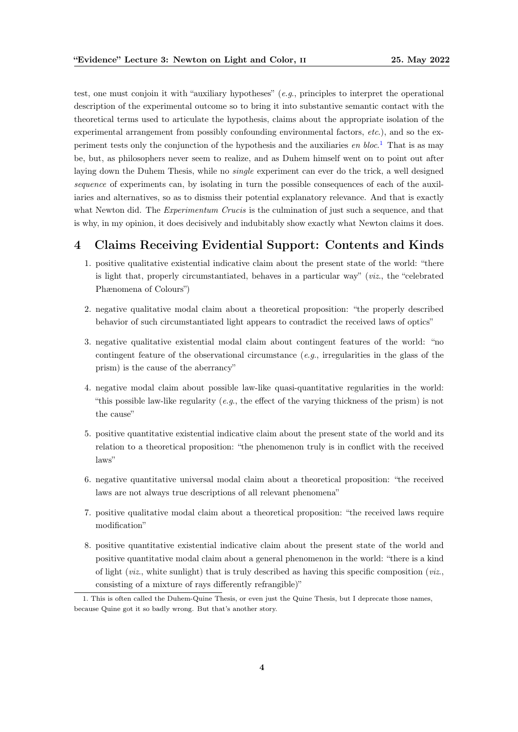test, one must conjoin it with "auxiliary hypotheses" (*e.g.*, principles to interpret the operational description of the experimental outcome so to bring it into substantive semantic contact with the theoretical terms used to articulate the hypothesis, claims about the appropriate isolation of the experimental arrangement from possibly confounding environmental factors, *etc.*), and so the experiment tests only the conjunction of the hypothesis and the auxiliaries *en bloc*.[1] That is as may be, but, as philosophers never seem to realize, and as Duhem himself went on to point out after laying down the Duhem Thesis, while no *single* experiment can ever do the trick, a well designed *sequence* of experiments can, by isolating in turn the possible consequences of each of the auxiliaries and alternatives, so as to dismiss their potential explanatory relevance. And that is exactly what Newton did. The *Experimentum Crucis* is the culmination of just such a sequence, and that is why, in my opinion, it does decisively and indubitably show exactly what Newton claims it does.

## 4 Claims Receiving Evidential Support: Contents and Kinds

1. positive qualitative existential indicative claim about the present state of the world: "there is light that, properly circumstantiated, behaves in a particular way" (*viz.*, the "celebrated Phænomena of Colours")

2. negative qualitative modal claim about a theoretical proposition: "the properly described behavior of such circumstantiated light appears to contradict the received laws of optics"

3. negative qualitative existential modal claim about contingent features of the world: "no contingent feature of the observational circumstance (*e.g.*, irregularities in the glass of the prism) is the cause of the aberrancy"

4. negative modal claim about possible law-like quasi-quantitative regularities in the world: "this possible law-like regularity (*e.g.*, the effect of the varying thickness of the prism) is not the cause"

5. positive quantitative existential indicative claim about the present state of the world and its relation to a theoretical proposition: "the phenomenon truly is in conflict with the received laws"

6. negative quantitative universal modal claim about a theoretical proposition: "the received laws are not always true descriptions of all relevant phenomena"

7. positive qualitative modal claim about a theoretical proposition: "the received laws require modification"

8. positive quantitative existential indicative claim about the present state of the world and positive quantitative modal claim about a general phenomenon in the world: "there is a kind of light (*viz.*, white sunlight) that is truly described as having this specific composition (*viz.*, consisting of a mixture of rays differently refrangible)"

---

[1] This is often called the Duhem-Quine Thesis, or even just the Quine Thesis, but I deprecate those names, because Quine got it so badly wrong. But that's another story.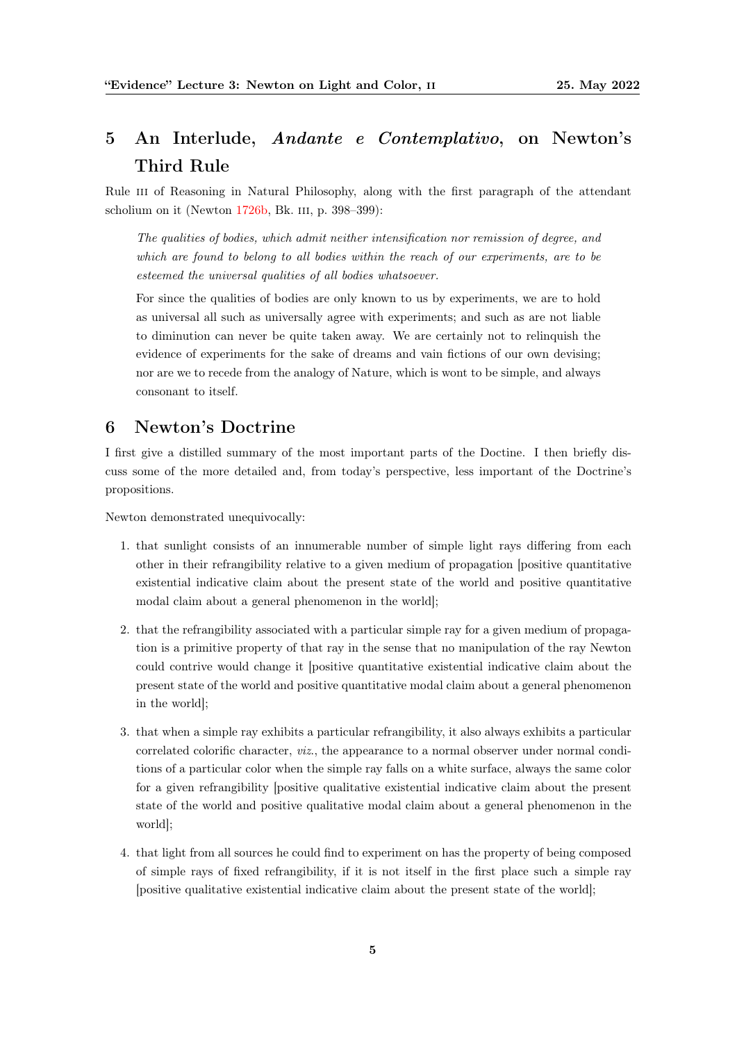## 5 An Interlude, *Andante e Contemplativo*, on Newton's Third Rule

Rule III of Reasoning in Natural Philosophy, along with the first paragraph of the attendant scholium on it (Newton 1726b, Bk. III, p. 398–399):

> *The qualities of bodies, which admit neither intensification nor remission of degree, and which are found to belong to all bodies within the reach of our experiments, are to be esteemed the universal qualities of all bodies whatsoever.*
>
> For since the qualities of bodies are only known to us by experiments, we are to hold as universal all such as universally agree with experiments; and such as are not liable to diminution can never be quite taken away. We are certainly not to relinquish the evidence of experiments for the sake of dreams and vain fictions of our own devising; nor are we to recede from the analogy of Nature, which is wont to be simple, and always consonant to itself.

## 6 Newton's Doctrine

I first give a distilled summary of the most important parts of the Doctine. I then briefly discuss some of the more detailed and, from today's perspective, less important of the Doctrine's propositions.

Newton demonstrated unequivocally:

1. that sunlight consists of an innumerable number of simple light rays differing from each other in their refrangibility relative to a given medium of propagation [positive quantitative existential indicative claim about the present state of the world and positive quantitative modal claim about a general phenomenon in the world];

2. that the refrangibility associated with a particular simple ray for a given medium of propagation is a primitive property of that ray in the sense that no manipulation of the ray Newton could contrive would change it [positive quantitative existential indicative claim about the present state of the world and positive quantitative modal claim about a general phenomenon in the world];

3. that when a simple ray exhibits a particular refrangibility, it also always exhibits a particular correlated colorific character, *viz.*, the appearance to a normal observer under normal conditions of a particular color when the simple ray falls on a white surface, always the same color for a given refrangibility [positive qualitative existential indicative claim about the present state of the world and positive qualitative modal claim about a general phenomenon in the world];

4. that light from all sources he could find to experiment on has the property of being composed of simple rays of fixed refrangibility, if it is not itself in the first place such a simple ray [positive qualitative existential indicative claim about the present state of the world];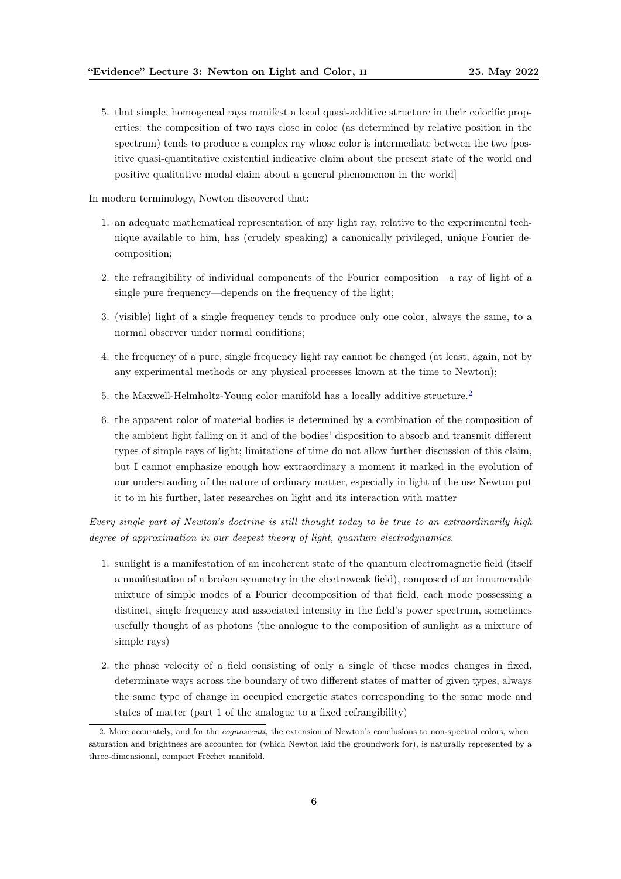5. that simple, homogeneal rays manifest a local quasi-additive structure in their colorific properties: the composition of two rays close in color (as determined by relative position in the spectrum) tends to produce a complex ray whose color is intermediate between the two [positive quasi-quantitative existential indicative claim about the present state of the world and positive qualitative modal claim about a general phenomenon in the world]

In modern terminology, Newton discovered that:

1. an adequate mathematical representation of any light ray, relative to the experimental technique available to him, has (crudely speaking) a canonically privileged, unique Fourier decomposition;
2. the refrangibility of individual components of the Fourier composition—a ray of light of a single pure frequency—depends on the frequency of the light;
3. (visible) light of a single frequency tends to produce only one color, always the same, to a normal observer under normal conditions;
4. the frequency of a pure, single frequency light ray cannot be changed (at least, again, not by any experimental methods or any physical processes known at the time to Newton);
5. the Maxwell-Helmholtz-Young color manifold has a locally additive structure.[2]
6. the apparent color of material bodies is determined by a combination of the composition of the ambient light falling on it and of the bodies' disposition to absorb and transmit different types of simple rays of light; limitations of time do not allow further discussion of this claim, but I cannot emphasize enough how extraordinary a moment it marked in the evolution of our understanding of the nature of ordinary matter, especially in light of the use Newton put it to in his further, later researches on light and its interaction with matter

*Every single part of Newton's doctrine is still thought today to be true to an extraordinarily high degree of approximation in our deepest theory of light, quantum electrodynamics.*

1. sunlight is a manifestation of an incoherent state of the quantum electromagnetic field (itself a manifestation of a broken symmetry in the electroweak field), composed of an innumerable mixture of simple modes of a Fourier decomposition of that field, each mode possessing a distinct, single frequency and associated intensity in the field's power spectrum, sometimes usefully thought of as photons (the analogue to the composition of sunlight as a mixture of simple rays)
2. the phase velocity of a field consisting of only a single of these modes changes in fixed, determinate ways across the boundary of two different states of matter of given types, always the same type of change in occupied energetic states corresponding to the same mode and states of matter (part 1 of the analogue to a fixed refrangibility)

2. More accurately, and for the *cognoscenti*, the extension of Newton's conclusions to non-spectral colors, when saturation and brightness are accounted for (which Newton laid the groundwork for), is naturally represented by a three-dimensional, compact Fréchet manifold.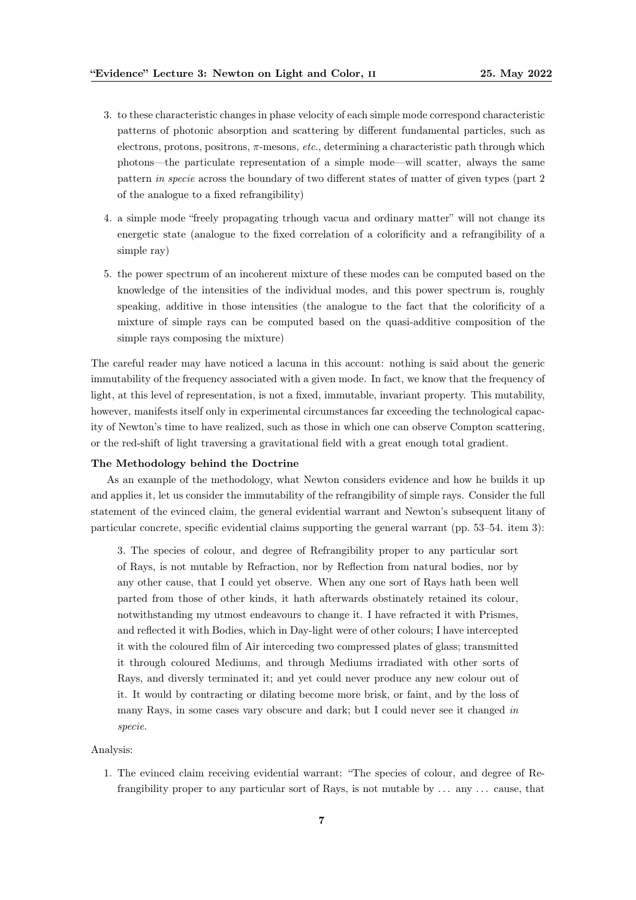3. to these characteristic changes in phase velocity of each simple mode correspond characteristic patterns of photonic absorption and scattering by different fundamental particles, such as electrons, protons, positrons, $\pi$-mesons, *etc.*, determining a characteristic path through which photons—the particulate representation of a simple mode—will scatter, always the same pattern *in specie* across the boundary of two different states of matter of given types (part 2 of the analogue to a fixed refrangibility)

4. a simple mode "freely propagating trhough vacua and ordinary matter" will not change its energetic state (analogue to the fixed correlation of a colorificity and a refrangibility of a simple ray)

5. the power spectrum of an incoherent mixture of these modes can be computed based on the knowledge of the intensities of the individual modes, and this power spectrum is, roughly speaking, additive in those intensities (the analogue to the fact that the colorificity of a mixture of simple rays can be computed based on the quasi-additive composition of the simple rays composing the mixture)

The careful reader may have noticed a lacuna in this account: nothing is said about the generic immutability of the frequency associated with a given mode. In fact, we know that the frequency of light, at this level of representation, is not a fixed, immutable, invariant property. This mutability, however, manifests itself only in experimental circumstances far exceeding the technological capacity of Newton's time to have realized, such as those in which one can observe Compton scattering, or the red-shift of light traversing a gravitational field with a great enough total gradient.

**The Methodology behind the Doctrine**

As an example of the methodology, what Newton considers evidence and how he builds it up and applies it, let us consider the immutability of the refrangibility of simple rays. Consider the full statement of the evinced claim, the general evidential warrant and Newton's subsequent litany of particular concrete, specific evidential claims supporting the general warrant (pp. 53–54. item 3):

> 3. The species of colour, and degree of Refrangibility proper to any particular sort of Rays, is not mutable by Refraction, nor by Reflection from natural bodies, nor by any other cause, that I could yet observe. When any one sort of Rays hath been well parted from those of other kinds, it hath afterwards obstinately retained its colour, notwithstanding my utmost endeavours to change it. I have refracted it with Prismes, and reflected it with Bodies, which in Day-light were of other colours; I have intercepted it with the coloured film of Air interceding two compressed plates of glass; transmitted it through coloured Mediums, and through Mediums irradiated with other sorts of Rays, and diversly terminated it; and yet could never produce any new colour out of it. It would by contracting or dilating become more brisk, or faint, and by the loss of many Rays, in some cases vary obscure and dark; but I could never see it changed *in specie*.

Analysis:

1. The evinced claim receiving evidential warrant: "The species of colour, and degree of Refrangibility proper to any particular sort of Rays, is not mutable by ... any ... cause, that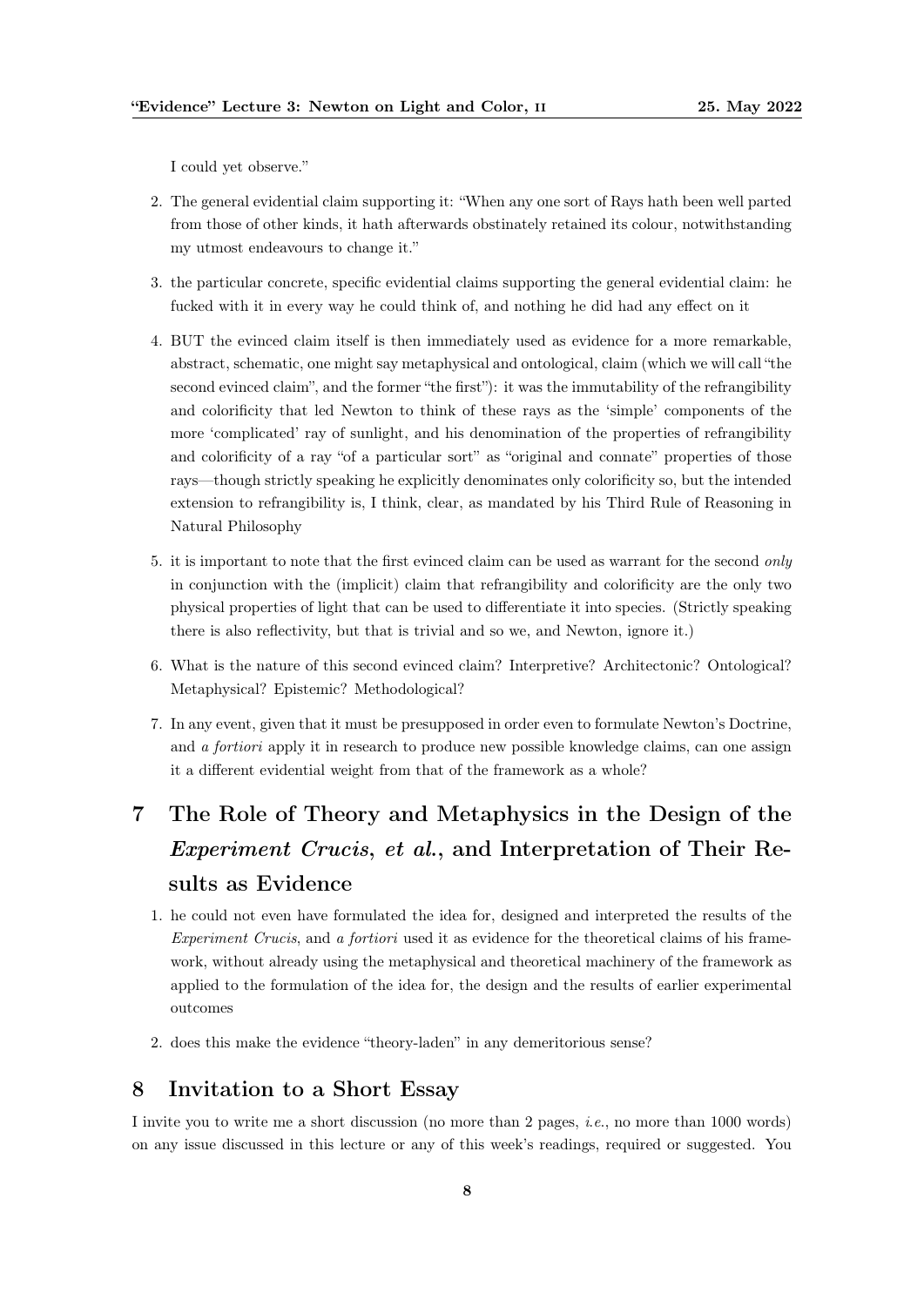I could yet observe."

2. The general evidential claim supporting it: "When any one sort of Rays hath been well parted from those of other kinds, it hath afterwards obstinately retained its colour, notwithstanding my utmost endeavours to change it."

3. the particular concrete, specific evidential claims supporting the general evidential claim: he fucked with it in every way he could think of, and nothing he did had any effect on it

4. BUT the evinced claim itself is then immediately used as evidence for a more remarkable, abstract, schematic, one might say metaphysical and ontological, claim (which we will call "the second evinced claim", and the former "the first"): it was the immutability of the refrangibility and colorificity that led Newton to think of these rays as the 'simple' components of the more 'complicated' ray of sunlight, and his denomination of the properties of refrangibility and colorificity of a ray "of a particular sort" as "original and connate" properties of those rays—though strictly speaking he explicitly denominates only colorificity so, but the intended extension to refrangibility is, I think, clear, as mandated by his Third Rule of Reasoning in Natural Philosophy

5. it is important to note that the first evinced claim can be used as warrant for the second *only* in conjunction with the (implicit) claim that refrangibility and colorificity are the only two physical properties of light that can be used to differentiate it into species. (Strictly speaking there is also reflectivity, but that is trivial and so we, and Newton, ignore it.)

6. What is the nature of this second evinced claim? Interpretive? Architectonic? Ontological? Metaphysical? Epistemic? Methodological?

7. In any event, given that it must be presupposed in order even to formulate Newton's Doctrine, and *a fortiori* apply it in research to produce new possible knowledge claims, can one assign it a different evidential weight from that of the framework as a whole?

# 7 The Role of Theory and Metaphysics in the Design of the *Experiment Crucis*, *et al.*, and Interpretation of Their Results as Evidence

1. he could not even have formulated the idea for, designed and interpreted the results of the *Experiment Crucis*, and *a fortiori* used it as evidence for the theoretical claims of his framework, without already using the metaphysical and theoretical machinery of the framework as applied to the formulation of the idea for, the design and the results of earlier experimental outcomes

2. does this make the evidence "theory-laden" in any demeritorious sense?

# 8 Invitation to a Short Essay

I invite you to write me a short discussion (no more than 2 pages, *i.e.*, no more than 1000 words) on any issue discussed in this lecture or any of this week's readings, required or suggested. You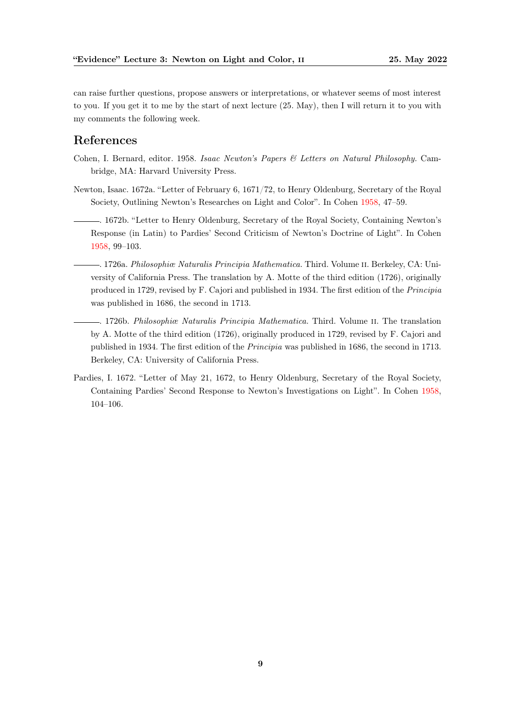can raise further questions, propose answers or interpretations, or whatever seems of most interest to you. If you get it to me by the start of next lecture (25. May), then I will return it to you with my comments the following week.

## References

Cohen, I. Bernard, editor. 1958. *Isaac Newton's Papers & Letters on Natural Philosophy*. Cambridge, MA: Harvard University Press.

Newton, Isaac. 1672a. "Letter of February 6, 1671/72, to Henry Oldenburg, Secretary of the Royal Society, Outlining Newton's Researches on Light and Color". In Cohen 1958, 47–59.

———. 1672b. "Letter to Henry Oldenburg, Secretary of the Royal Society, Containing Newton's Response (in Latin) to Pardies' Second Criticism of Newton's Doctrine of Light". In Cohen 1958, 99–103.

———. 1726a. *Philosophiæ Naturalis Principia Mathematica*. Third. Volume II. Berkeley, CA: University of California Press. The translation by A. Motte of the third edition (1726), originally produced in 1729, revised by F. Cajori and published in 1934. The first edition of the *Principia* was published in 1686, the second in 1713.

———. 1726b. *Philosophiæ Naturalis Principia Mathematica*. Third. Volume II. The translation by A. Motte of the third edition (1726), originally produced in 1729, revised by F. Cajori and published in 1934. The first edition of the *Principia* was published in 1686, the second in 1713. Berkeley, CA: University of California Press.

Pardies, I. 1672. "Letter of May 21, 1672, to Henry Oldenburg, Secretary of the Royal Society, Containing Pardies' Second Response to Newton's Investigations on Light". In Cohen 1958, 104–106.